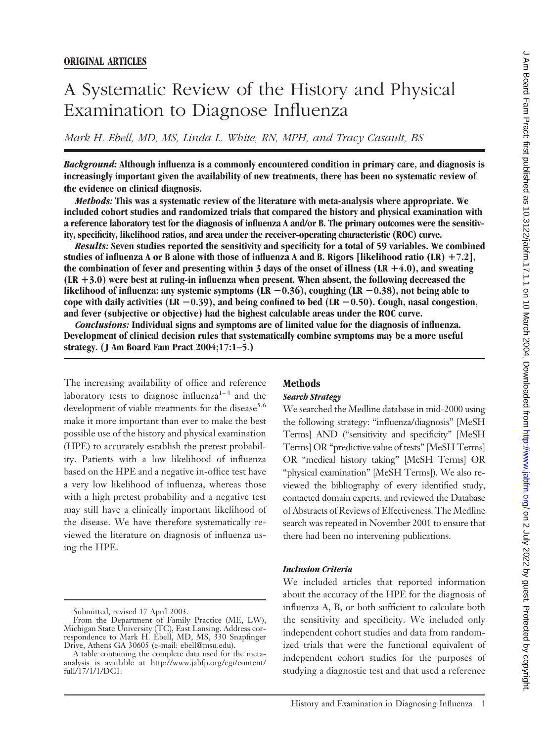**ORIGINAL ARTICLES**

# A Systematic Review of the History and Physical Examination to Diagnose Influenza

*Mark H. Ebell, MD, MS, Linda L. White, RN, MPH, and Tracy Casault, BS*

***Background:*** **Although influenza is a commonly encountered condition in primary care, and diagnosis is increasingly important given the availability of new treatments, there has been no systematic review of the evidence on clinical diagnosis.**

***Methods:*** **This was a systematic review of the literature with meta-analysis where appropriate. We included cohort studies and randomized trials that compared the history and physical examination with a reference laboratory test for the diagnosis of influenza A and/or B. The primary outcomes were the sensitivity, specificity, likelihood ratios, and area under the receiver-operating characteristic (ROC) curve.**

***Results:*** **Seven studies reported the sensitivity and specificity for a total of 59 variables. We combined studies of influenza A or B alone with those of influenza A and B. Rigors [likelihood ratio (LR) +7.2], the combination of fever and presenting within 3 days of the onset of illness (LR +4.0), and sweating (LR +3.0) were best at ruling-in influenza when present. When absent, the following decreased the likelihood of influenza: any systemic symptoms (LR −0.36), coughing (LR −0.38), not being able to cope with daily activities (LR −0.39), and being confined to bed (LR −0.50). Cough, nasal congestion, and fever (subjective or objective) had the highest calculable areas under the ROC curve.**

***Conclusions:*** **Individual signs and symptoms are of limited value for the diagnosis of influenza. Development of clinical decision rules that systematically combine symptoms may be a more useful strategy. (J Am Board Fam Pract 2004;17:1–5.)**

The increasing availability of office and reference laboratory tests to diagnose influenza[1–4] and the development of viable treatments for the disease[5,6] make it more important than ever to make the best possible use of the history and physical examination (HPE) to accurately establish the pretest probability. Patients with a low likelihood of influenza based on the HPE and a negative in-office test have a very low likelihood of influenza, whereas those with a high pretest probability and a negative test may still have a clinically important likelihood of the disease. We have therefore systematically reviewed the literature on diagnosis of influenza using the HPE.

## Methods

### Search Strategy

We searched the Medline database in mid-2000 using the following strategy: "influenza/diagnosis" [MeSH Terms] AND ("sensitivity and specificity" [MeSH Terms] OR "predictive value of tests" [MeSH Terms] OR "medical history taking" [MeSH Terms] OR "physical examination" [MeSH Terms]). We also reviewed the bibliography of every identified study, contacted domain experts, and reviewed the Database of Abstracts of Reviews of Effectiveness. The Medline search was repeated in November 2001 to ensure that there had been no intervening publications.

### Inclusion Criteria

We included articles that reported information about the accuracy of the HPE for the diagnosis of influenza A, B, or both sufficient to calculate both the sensitivity and specificity. We included only independent cohort studies and data from randomized trials that were the functional equivalent of independent cohort studies for the purposes of studying a diagnostic test and that used a reference

Submitted, revised 17 April 2003.

From the Department of Family Practice (ME, LW), Michigan State University (TC), East Lansing. Address correspondence to Mark H. Ebell, MD, MS, 330 Snapfinger Drive, Athens GA 30605 (e-mail: ebell@msu.edu).

A table containing the complete data used for the meta-analysis is available at http://www.jabfp.org/cgi/content/full/17/1/DC1.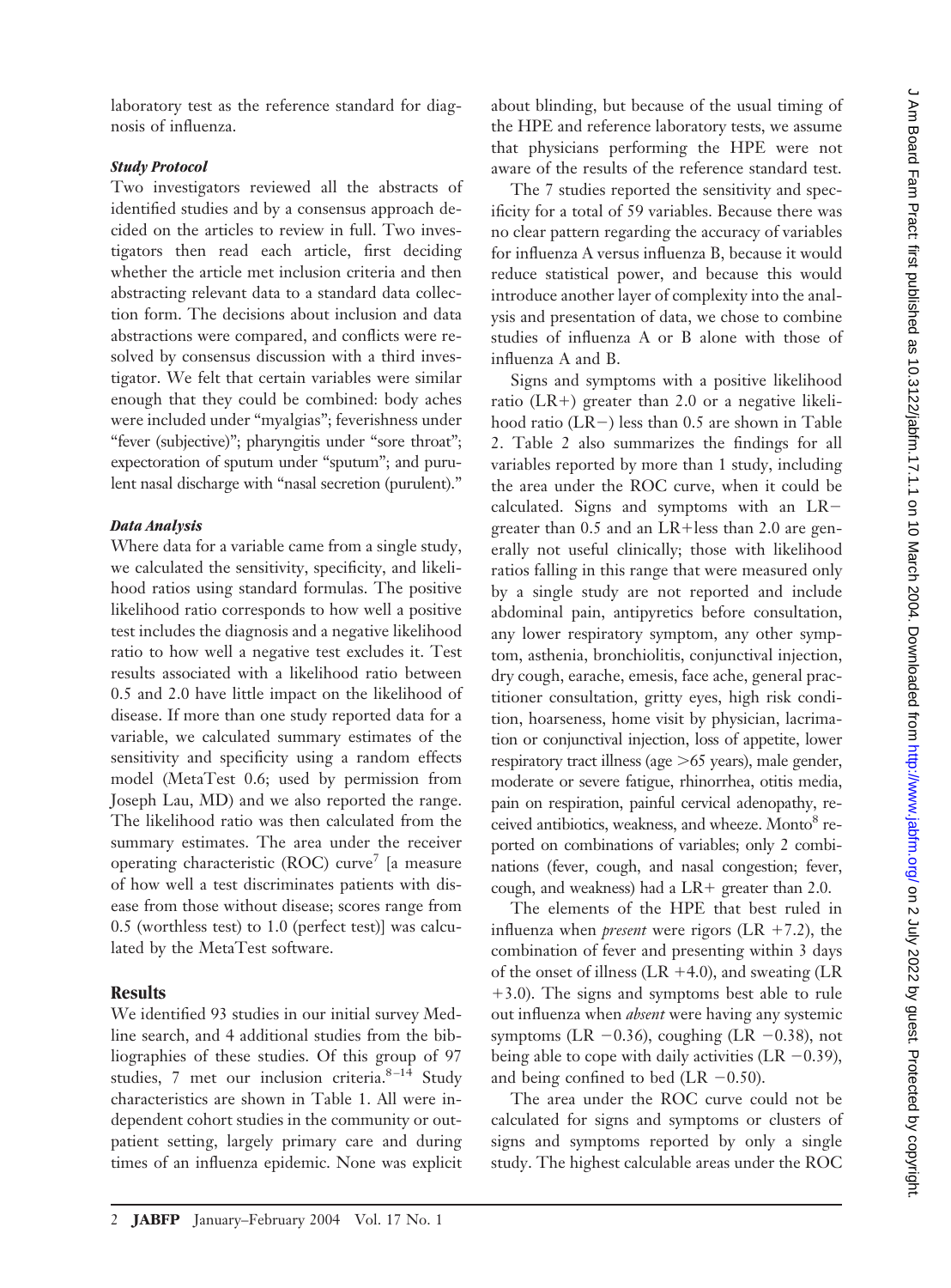laboratory test as the reference standard for diagnosis of influenza.

### *Study Protocol*

Two investigators reviewed all the abstracts of identified studies and by a consensus approach decided on the articles to review in full. Two investigators then read each article, first deciding whether the article met inclusion criteria and then abstracting relevant data to a standard data collection form. The decisions about inclusion and data abstractions were compared, and conflicts were resolved by consensus discussion with a third investigator. We felt that certain variables were similar enough that they could be combined: body aches were included under "myalgias"; feverishness under "fever (subjective)"; pharyngitis under "sore throat"; expectoration of sputum under "sputum"; and purulent nasal discharge with "nasal secretion (purulent)."

### *Data Analysis*

Where data for a variable came from a single study, we calculated the sensitivity, specificity, and likelihood ratios using standard formulas. The positive likelihood ratio corresponds to how well a positive test includes the diagnosis and a negative likelihood ratio to how well a negative test excludes it. Test results associated with a likelihood ratio between 0.5 and 2.0 have little impact on the likelihood of disease. If more than one study reported data for a variable, we calculated summary estimates of the sensitivity and specificity using a random effects model (MetaTest 0.6; used by permission from Joseph Lau, MD) and we also reported the range. The likelihood ratio was then calculated from the summary estimates. The area under the receiver operating characteristic (ROC) curve[7] [a measure of how well a test discriminates patients with disease from those without disease; scores range from 0.5 (worthless test) to 1.0 (perfect test)] was calculated by the MetaTest software.

## Results

We identified 93 studies in our initial survey Medline search, and 4 additional studies from the bibliographies of these studies. Of this group of 97 studies, 7 met our inclusion criteria.[8–14] Study characteristics are shown in Table 1. All were independent cohort studies in the community or outpatient setting, largely primary care and during times of an influenza epidemic. None was explicit about blinding, but because of the usual timing of the HPE and reference laboratory tests, we assume that physicians performing the HPE were not aware of the results of the reference standard test.

The 7 studies reported the sensitivity and specificity for a total of 59 variables. Because there was no clear pattern regarding the accuracy of variables for influenza A versus influenza B, because it would reduce statistical power, and because this would introduce another layer of complexity into the analysis and presentation of data, we chose to combine studies of influenza A or B alone with those of influenza A and B.

Signs and symptoms with a positive likelihood ratio (LR+) greater than 2.0 or a negative likelihood ratio (LR−) less than 0.5 are shown in Table 2. Table 2 also summarizes the findings for all variables reported by more than 1 study, including the area under the ROC curve, when it could be calculated. Signs and symptoms with an LR− greater than 0.5 and an LR+ less than 2.0 are generally not useful clinically; those with likelihood ratios falling in this range that were measured only by a single study are not reported and include abdominal pain, antipyretics before consultation, any lower respiratory symptom, any other symptom, asthenia, bronchiolitis, conjunctival injection, dry cough, earache, emesis, face ache, general practitioner consultation, gritty eyes, high risk condition, hoarseness, home visit by physician, lacrimation or conjunctival injection, loss of appetite, lower respiratory tract illness (age >65 years), male gender, moderate or severe fatigue, rhinorrhea, otitis media, pain on respiration, painful cervical adenopathy, received antibiotics, weakness, and wheeze. Monto[8] reported on combinations of variables; only 2 combinations (fever, cough, and nasal congestion; fever, cough, and weakness) had a LR+ greater than 2.0.

The elements of the HPE that best ruled in influenza when *present* were rigors (LR +7.2), the combination of fever and presenting within 3 days of the onset of illness (LR +4.0), and sweating (LR +3.0). The signs and symptoms best able to rule out influenza when *absent* were having any systemic symptoms (LR −0.36), coughing (LR −0.38), not being able to cope with daily activities (LR −0.39), and being confined to bed (LR −0.50).

The area under the ROC curve could not be calculated for signs and symptoms or clusters of signs and symptoms reported by only a single study. The highest calculable areas under the ROC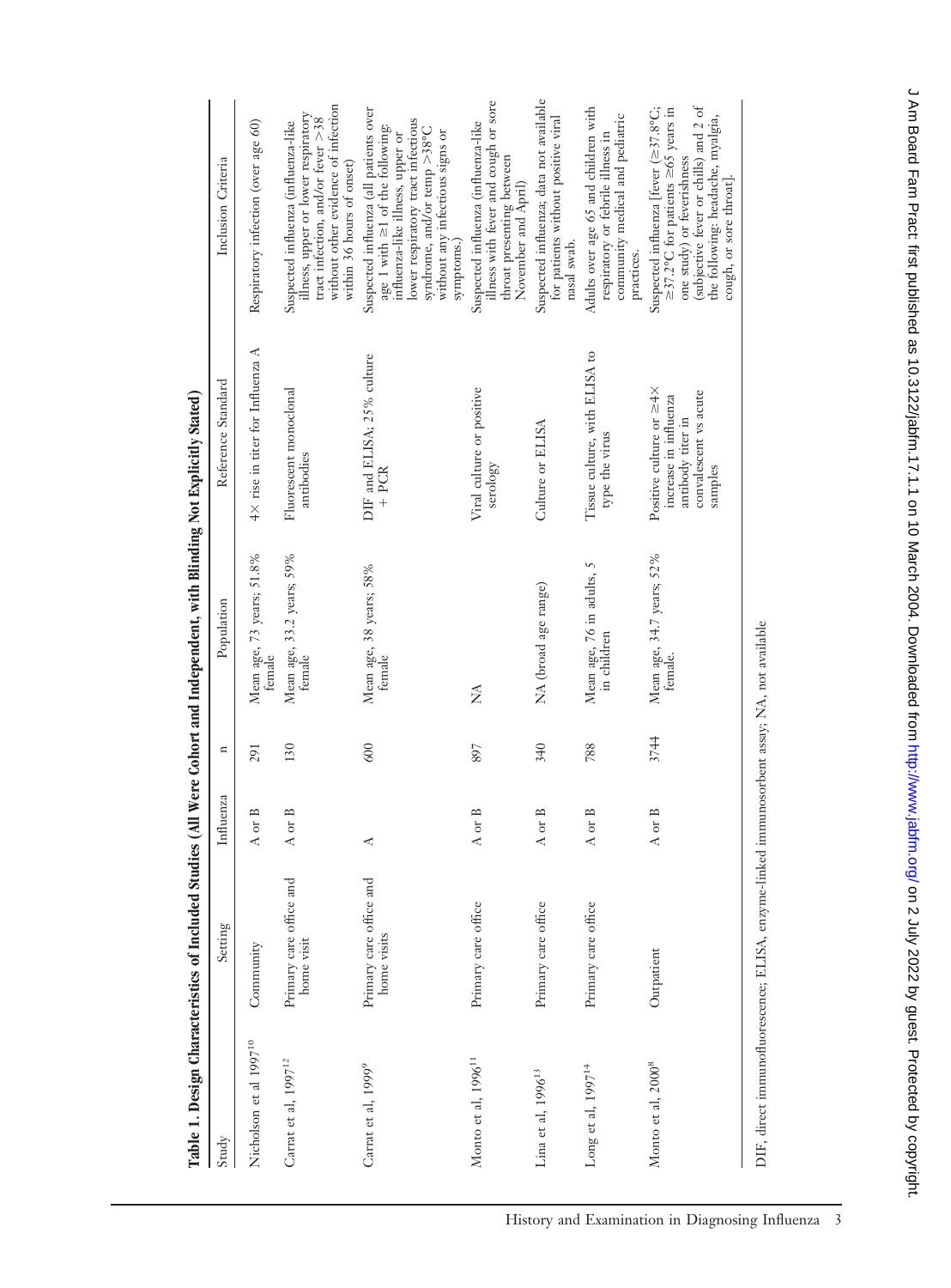**Table 1. Design Characteristics of Included Studies (All Were Cohort and Independent, with Blinding Not Explicitly Stated)**

| Study | Setting | Influenza | n | Population | Reference Standard | Inclusion Criteria |
|---|---|---|---|---|---|---|
| Nicholson et al 1997[10] | Community | A or B | 291 | Mean age, 73 years; 51.8% female | 4× rise in titer for Influenza A | Respiratory infection (over age 60) |
| Carrat et al, 1997[12] | Primary care office and home visit | A or B | 130 | Mean age, 33.2 years; 59% female | Fluorescent monoclonal antibodies | Suspected influenza (influenza-like illness, upper or lower respiratory tract infection, and/or fever >38 without other evidence of infection within 36 hours of onset) |
| Carrat et al, 1999[9] | Primary care office and home visits | A | 600 | Mean age, 38 years; 58% female | DIF and ELISA; 25% culture + PCR | Suspected influenza (all patients over age 1 with ≥1 of the following: influenza-like illness, upper or lower respiratory tract infectious syndrome, and/or temp >38°C without any infectious signs or symptoms.) |
| Monto et al, 1996[11] | Primary care office | A or B | 897 | NA | Viral culture or positive serology | Suspected influenza (influenza-like illness with fever and cough or sore throat presenting between November and April) |
| Lina et al, 1996[13] | Primary care office | A or B | 340 | NA (broad age range) | Culture or ELISA | Suspected influenza; data not available for patients without positive viral nasal swab. |
| Long et al, 1997[14] | Primary care office | A or B | 788 | Mean age, 76 in adults, 5 in children | Tissue culture, with ELISA to type the virus | Adults over age 65 and children with respiratory or febrile illness in community medical and pediatric practices. |
| Monto et al, 2000[8] | Outpatient | A or B | 3744 | Mean age, 34.7 years; 52% female. | Positive culture or ≥4× increase in influenza antibody titer in convalescent vs acute samples | Suspected influenza [fever (≥37.8°C; ≥37.2°C for patients ≥65 years in one study) or feverishness (subjective fever or chills) and 2 of the following: headache, myalgia, cough, or sore throat]. |

DIF, direct immunofluorescence; ELISA, enzyme-linked immunosorbent assay; NA, not available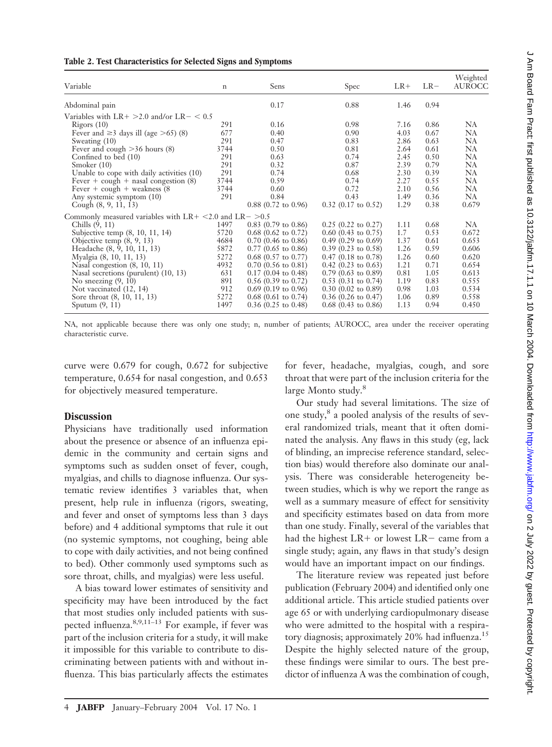**Table 2. Test Characteristics for Selected Signs and Symptoms**

| Variable | n | Sens | Spec | LR+ | LR− | Weighted AUROCC |
|---|---|---|---|---|---|---|
| Abdominal pain | | 0.17 | 0.88 | 1.46 | 0.94 | |
| Variables with LR+ >2.0 and/or LR− < 0.5 | | | | | | |
| Rigors (10) | 291 | 0.16 | 0.98 | 7.16 | 0.86 | NA |
| Fever and ≥3 days ill (age >65) (8) | 677 | 0.40 | 0.90 | 4.03 | 0.67 | NA |
| Sweating (10) | 291 | 0.47 | 0.83 | 2.86 | 0.63 | NA |
| Fever and cough >36 hours (8) | 3744 | 0.50 | 0.81 | 2.64 | 0.61 | NA |
| Confined to bed (10) | 291 | 0.63 | 0.74 | 2.45 | 0.50 | NA |
| Smoker (10) | 291 | 0.32 | 0.87 | 2.39 | 0.79 | NA |
| Unable to cope with daily activities (10) | 291 | 0.74 | 0.68 | 2.30 | 0.39 | NA |
| Fever + cough + nasal congestion (8) | 3744 | 0.59 | 0.74 | 2.27 | 0.55 | NA |
| Fever + cough + weakness (8 | 3744 | 0.60 | 0.72 | 2.10 | 0.56 | NA |
| Any systemic symptom (10) | 291 | 0.84 | 0.43 | 1.49 | 0.36 | NA |
| Cough (8, 9, 11, 13) | | 0.88 (0.72 to 0.96) | 0.32 (0.17 to 0.52) | 1.29 | 0.38 | 0.679 |
| Commonly measured variables with LR+ <2.0 and LR− >0.5 | | | | | | |
| Chills (9, 11) | 1497 | 0.83 (0.79 to 0.86) | 0.25 (0.22 to 0.27) | 1.11 | 0.68 | NA |
| Subjective temp (8, 10, 11, 14) | 5720 | 0.68 (0.62 to 0.72) | 0.60 (0.43 to 0.75) | 1.7 | 0.53 | 0.672 |
| Objective temp (8, 9, 13) | 4684 | 0.70 (0.46 to 0.86) | 0.49 (0.29 to 0.69) | 1.37 | 0.61 | 0.653 |
| Headache (8, 9, 10, 11, 13) | 5872 | 0.77 (0.65 to 0.86) | 0.39 (0.23 to 0.58) | 1.26 | 0.59 | 0.606 |
| Myalgia (8, 10, 11, 13) | 5272 | 0.68 (0.57 to 0.77) | 0.47 (0.18 to 0.78) | 1.26 | 0.60 | 0.620 |
| Nasal congestion (8, 10, 11) | 4932 | 0.70 (0.56 to 0.81) | 0.42 (0.23 to 0.63) | 1.21 | 0.71 | 0.654 |
| Nasal secretions (purulent) (10, 13) | 631 | 0.17 (0.04 to 0.48) | 0.79 (0.63 to 0.89) | 0.81 | 1.05 | 0.613 |
| No sneezing (9, 10) | 891 | 0.56 (0.39 to 0.72) | 0.53 (0.31 to 0.74) | 1.19 | 0.83 | 0.555 |
| Not vaccinated (12, 14) | 912 | 0.69 (0.19 to 0.96) | 0.30 (0.02 to 0.89) | 0.98 | 1.03 | 0.534 |
| Sore throat (8, 10, 11, 13) | 5272 | 0.68 (0.61 to 0.74) | 0.36 (0.26 to 0.47) | 1.06 | 0.89 | 0.558 |
| Sputum (9, 11) | 1497 | 0.36 (0.25 to 0.48) | 0.68 (0.43 to 0.86) | 1.13 | 0.94 | 0.450 |

NA, not applicable because there was only one study; n, number of patients; AUROCC, area under the receiver operating characteristic curve.

curve were 0.679 for cough, 0.672 for subjective temperature, 0.654 for nasal congestion, and 0.653 for objectively measured temperature.

## Discussion

Physicians have traditionally used information about the presence or absence of an influenza epidemic in the community and certain signs and symptoms such as sudden onset of fever, cough, myalgias, and chills to diagnose influenza. Our systematic review identifies 3 variables that, when present, help rule in influenza (rigors, sweating, and fever and onset of symptoms less than 3 days before) and 4 additional symptoms that rule it out (no systemic symptoms, not coughing, being able to cope with daily activities, and not being confined to bed). Other commonly used symptoms such as sore throat, chills, and myalgias) were less useful.

A bias toward lower estimates of sensitivity and specificity may have been introduced by the fact that most studies only included patients with suspected influenza.[8,9,11–13] For example, if fever was part of the inclusion criteria for a study, it will make it impossible for this variable to contribute to discriminating between patients with and without influenza. This bias particularly affects the estimates for fever, headache, myalgias, cough, and sore throat that were part of the inclusion criteria for the large Monto study.[8]

Our study had several limitations. The size of one study,[8] a pooled analysis of the results of several randomized trials, meant that it often dominated the analysis. Any flaws in this study (eg, lack of blinding, an imprecise reference standard, selection bias) would therefore also dominate our analysis. There was considerable heterogeneity between studies, which is why we report the range as well as a summary measure of effect for sensitivity and specificity estimates based on data from more than one study. Finally, several of the variables that had the highest LR+ or lowest LR− came from a single study; again, any flaws in that study's design would have an important impact on our findings.

The literature review was repeated just before publication (February 2004) and identified only one additional article. This article studied patients over age 65 or with underlying cardiopulmonary disease who were admitted to the hospital with a respiratory diagnosis; approximately 20% had influenza.[15] Despite the highly selected nature of the group, these findings were similar to ours. The best predictor of influenza A was the combination of cough,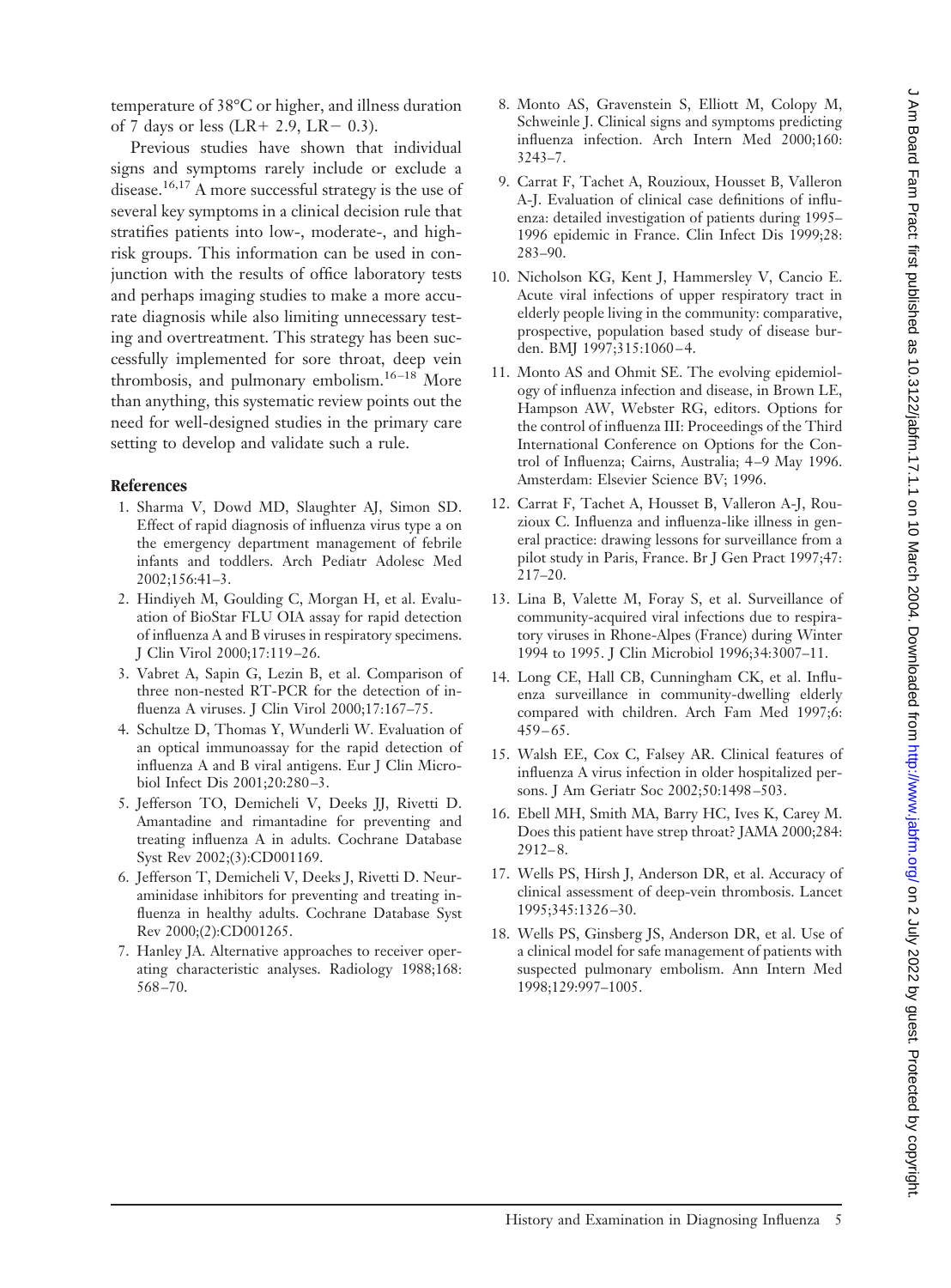temperature of 38°C or higher, and illness duration of 7 days or less (LR+ 2.9, LR− 0.3).

Previous studies have shown that individual signs and symptoms rarely include or exclude a disease.[16,17] A more successful strategy is the use of several key symptoms in a clinical decision rule that stratifies patients into low-, moderate-, and high-risk groups. This information can be used in conjunction with the results of office laboratory tests and perhaps imaging studies to make a more accurate diagnosis while also limiting unnecessary testing and overtreatment. This strategy has been successfully implemented for sore throat, deep vein thrombosis, and pulmonary embolism.[16–18] More than anything, this systematic review points out the need for well-designed studies in the primary care setting to develop and validate such a rule.

## References

1. Sharma V, Dowd MD, Slaughter AJ, Simon SD. Effect of rapid diagnosis of influenza virus type a on the emergency department management of febrile infants and toddlers. Arch Pediatr Adolesc Med 2002;156:41–3.
2. Hindiyeh M, Goulding C, Morgan H, et al. Evaluation of BioStar FLU OIA assay for rapid detection of influenza A and B viruses in respiratory specimens. J Clin Virol 2000;17:119–26.
3. Vabret A, Sapin G, Lezin B, et al. Comparison of three non-nested RT-PCR for the detection of influenza A viruses. J Clin Virol 2000;17:167–75.
4. Schultze D, Thomas Y, Wunderli W. Evaluation of an optical immunoassay for the rapid detection of influenza A and B viral antigens. Eur J Clin Microbiol Infect Dis 2001;20:280–3.
5. Jefferson TO, Demicheli V, Deeks JJ, Rivetti D. Amantadine and rimantadine for preventing and treating influenza A in adults. Cochrane Database Syst Rev 2002;(3):CD001169.
6. Jefferson T, Demicheli V, Deeks J, Rivetti D. Neuraminidase inhibitors for preventing and treating influenza in healthy adults. Cochrane Database Syst Rev 2000;(2):CD001265.
7. Hanley JA. Alternative approaches to receiver operating characteristic analyses. Radiology 1988;168: 568–70.
8. Monto AS, Gravenstein S, Elliott M, Colopy M, Schweinle J. Clinical signs and symptoms predicting influenza infection. Arch Intern Med 2000;160: 3243–7.
9. Carrat F, Tachet A, Rouzioux, Housset B, Valleron A-J. Evaluation of clinical case definitions of influenza: detailed investigation of patients during 1995–1996 epidemic in France. Clin Infect Dis 1999;28: 283–90.
10. Nicholson KG, Kent J, Hammersley V, Cancio E. Acute viral infections of upper respiratory tract in elderly people living in the community: comparative, prospective, population based study of disease burden. BMJ 1997;315:1060–4.
11. Monto AS and Ohmit SE. The evolving epidemiology of influenza infection and disease, in Brown LE, Hampson AW, Webster RG, editors. Options for the control of influenza III: Proceedings of the Third International Conference on Options for the Control of Influenza; Cairns, Australia; 4–9 May 1996. Amsterdam: Elsevier Science BV; 1996.
12. Carrat F, Tachet A, Housset B, Valleron A-J, Rouzioux C. Influenza and influenza-like illness in general practice: drawing lessons for surveillance from a pilot study in Paris, France. Br J Gen Pract 1997;47: 217–20.
13. Lina B, Valette M, Foray S, et al. Surveillance of community-acquired viral infections due to respiratory viruses in Rhone-Alpes (France) during Winter 1994 to 1995. J Clin Microbiol 1996;34:3007–11.
14. Long CE, Hall CB, Cunningham CK, et al. Influenza surveillance in community-dwelling elderly compared with children. Arch Fam Med 1997;6: 459–65.
15. Walsh EE, Cox C, Falsey AR. Clinical features of influenza A virus infection in older hospitalized persons. J Am Geriatr Soc 2002;50:1498–503.
16. Ebell MH, Smith MA, Barry HC, Ives K, Carey M. Does this patient have strep throat? JAMA 2000;284: 2912–8.
17. Wells PS, Hirsh J, Anderson DR, et al. Accuracy of clinical assessment of deep-vein thrombosis. Lancet 1995;345:1326–30.
18. Wells PS, Ginsberg JS, Anderson DR, et al. Use of a clinical model for safe management of patients with suspected pulmonary embolism. Ann Intern Med 1998;129:997–1005.